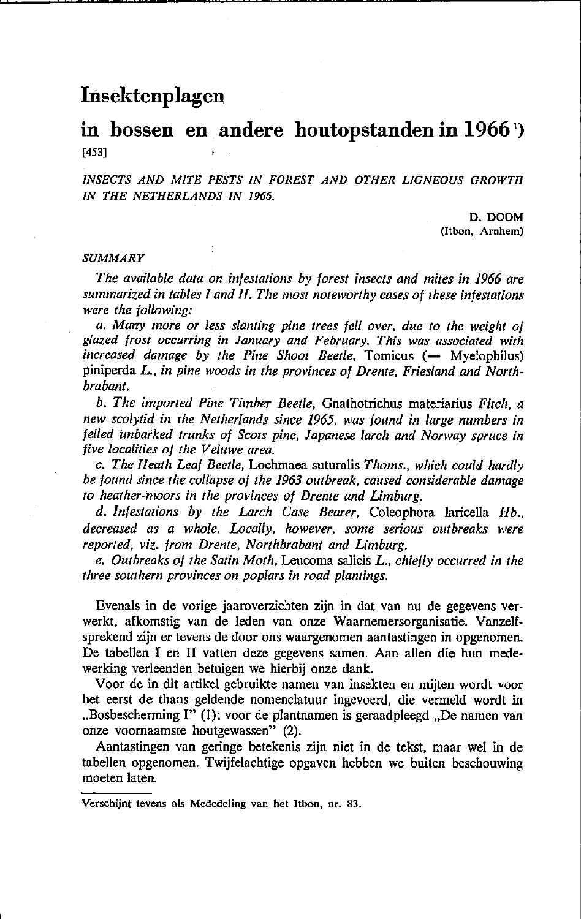# Insektenplagen

## in bossen en andere houtopstanden in 1966[1])

[453]

*INSECTS AND MITE PESTS IN FOREST AND OTHER LIGNEOUS GROWTH IN THE NETHERLANDS IN 1966.*

D. DOOM
(Itbon, Arnhem)

### *SUMMARY*

*The available data on infestations by forest insects and mites in 1966 are summurized in tables I and II. The most noteworthy cases of these infestations were the following:*

*a. Many more or less slanting pine trees fell over, due to the weight of glazed frost occurring in January and February. This was associated with increased damage by the Pine Shoot Beetle,* Tomicus (= Myelophilus) piniperda *L., in pine woods in the provinces of Drente, Friesland and Northbrabant.*

*b. The imported Pine Timber Beetle,* Gnathotrichus materiarius *Fitch, a new scolytid in the Netherlands since 1965, was found in large numbers in felled unbarked trunks of Scots pine, Japanese larch and Norway spruce in five localities of the Veluwe area.*

*c. The Heath Leaf Beetle,* Lochmaea suturalis *Thoms., which could hardly be found since the collapse of the 1963 outbreak, caused considerable damage to heather-moors in the provinces of Drente and Limburg.*

*d. Infestations by the Larch Case Bearer,* Coleophora laricella *Hb., decreased as a whole. Locally, however, some serious outbreaks were reported, viz. from Drente, Northbrabant and Limburg.*

*e. Outbreaks of the Satin Moth,* Leucoma salicis *L., chiefly occurred in the three southern provinces on poplars in road plantings.*

Evenals in de vorige jaaroverzichten zijn in dat van nu de gegevens verwerkt, afkomstig van de leden van onze Waarnemersorganisatie. Vanzelfsprekend zijn er tevens de door ons waargenomen aantastingen in opgenomen. De tabellen I en II vatten deze gegevens samen. Aan allen die hun medewerking verleenden betuigen we hierbij onze dank.

Voor de in dit artikel gebruikte namen van insekten en mijten wordt voor het eerst de thans geldende nomenclatuur ingevoerd, die vermeld wordt in „Bosbescherming I" (1); voor de plantnamen is geraadpleegd „De namen van onze voornaamste houtgewassen" (2).

Aantastingen van geringe betekenis zijn niet in de tekst, maar wel in de tabellen opgenomen. Twijfelachtige opgaven hebben we buiten beschouwing moeten laten.

---

[1]) Verschijnt tevens als Mededeling van het Itbon, nr. 83.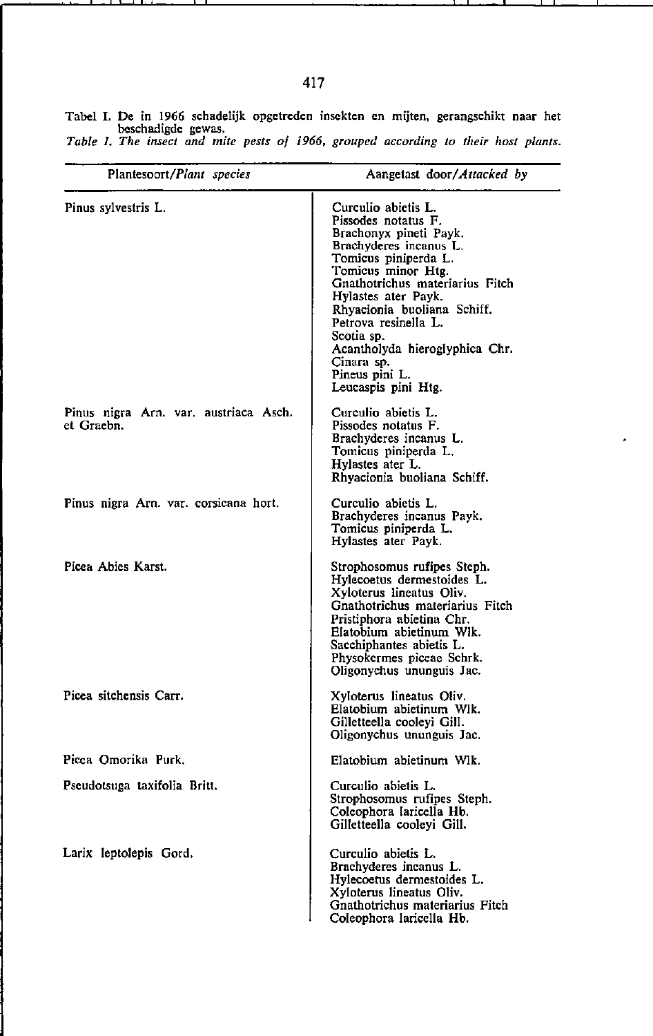Tabel I. De in 1966 schadelijk opgetreden insekten en mijten, gerangschikt naar het beschadigde gewas.
*Table I. The insect and mite pests of 1966, grouped according to their host plants.*

| Plantesoort/*Plant species* | Aangetast door/*Attacked by* |
|---|---|
| Pinus sylvestris L. | Curculio abietis L.<br>Pissodes notatus F.<br>Brachonyx pineti Payk.<br>Brachyderes incanus L.<br>Tomicus piniperda L.<br>Tomicus minor Htg.<br>Gnathotrichus materiarius Fitch<br>Hylastes ater Payk.<br>Rhyacionia buoliana Schiff.<br>Petrova resinella L.<br>Scotia sp.<br>Acantholyda hieroglyphica Chr.<br>Cinara sp.<br>Pineus pini L.<br>Leucaspis pini Htg. |
| Pinus nigra Arn. var. austriaca Asch. et Graebn. | Curculio abietis L.<br>Pissodes notatus F.<br>Brachyderes incanus L.<br>Tomicus piniperda L.<br>Hylastes ater L.<br>Rhyacionia buoliana Schiff. |
| Pinus nigra Arn. var. corsicana hort. | Curculio abietis L.<br>Brachyderes incanus Payk.<br>Tomicus piniperda L.<br>Hylastes ater Payk. |
| Picea Abies Karst. | Strophosomus rufipes Steph.<br>Hylecoetus dermestoides L.<br>Xyloterus lineatus Oliv.<br>Gnathotrichus materiarius Fitch<br>Pristiphora abietina Chr.<br>Elatobium abietinum Wlk.<br>Sacchiphantes abietis L.<br>Physokermes piceae Schrk.<br>Oligonychus ununguis Jac. |
| Picea sitchensis Carr. | Xyloterus lineatus Oliv.<br>Elatobium abietinum Wlk.<br>Gilletteella cooleyi Gill.<br>Oligonychus ununguis Jac. |
| Picea Omorika Purk. | Elatobium abietinum Wlk. |
| Pseudotsuga taxifolia Britt. | Curculio abietis L.<br>Strophosomus rufipes Steph.<br>Coleophora laricella Hb.<br>Gilletteella cooleyi Gill. |
| Larix leptolepis Gord. | Curculio abietis L.<br>Brachyderes incanus L.<br>Hylecoetus dermestoides L.<br>Xyloterus lineatus Oliv.<br>Gnathotrichus materiarius Fitch<br>Coleophora laricella Hb. |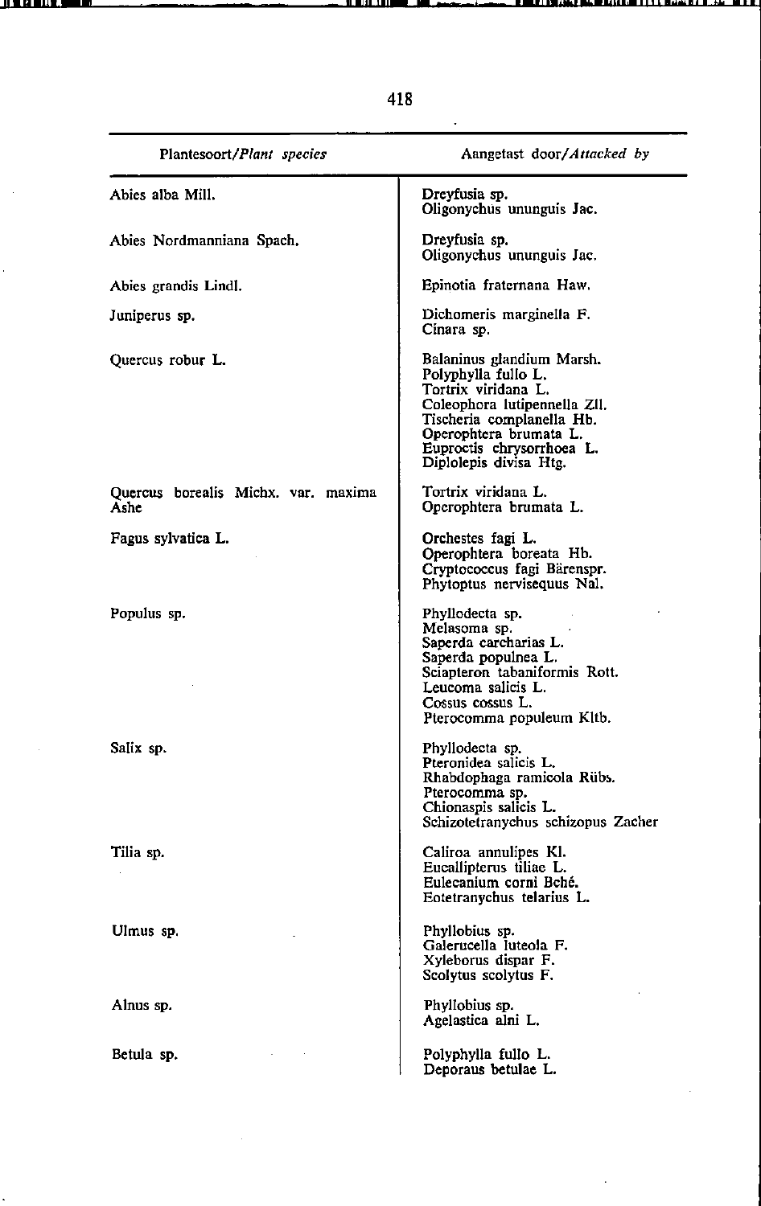| Plantesoort/*Plant species* | Aangetast door/*Attacked by* |
| --- | --- |
| Abies alba Mill. | Dreyfusia sp.<br>Oligonychus ununguis Jac. |
| Abies Nordmanniana Spach. | Dreyfusia sp.<br>Oligonychus ununguis Jac. |
| Abies grandis Lindl. | Epinotia fraternana Haw. |
| Juniperus sp. | Dichomeris marginella F.<br>Cinara sp. |
| Quercus robur L. | Balaninus glandium Marsh.<br>Polyphylla fullo L.<br>Tortrix viridana L.<br>Coleophora lutipennella Zll.<br>Tischeria complanella Hb.<br>Operophtera brumata L.<br>Euproctis chrysorrhoea L.<br>Diplolepis divisa Htg. |
| Quercus borealis Michx. var. maxima Ashe | Tortrix viridana L.<br>Operophtera brumata L. |
| Fagus sylvatica L. | Orchestes fagi L.<br>Operophtera boreata Hb.<br>Cryptococcus fagi Bärenspr.<br>Phytoptus nervisequus Nal. |
| Populus sp. | Phyllodecta sp.<br>Melasoma sp.<br>Saperda carcharias L.<br>Saperda populnea L.<br>Sciapteron tabaniformis Rott.<br>Leucoma salicis L.<br>Cossus cossus L.<br>Pterocomma populeum Kltb. |
| Salix sp. | Phyllodecta sp.<br>Pteronidea salicis L.<br>Rhabdophaga ramicola Rübs.<br>Pterocomma sp.<br>Chionaspis salicis L.<br>Schizotetranychus schizopus Zacher |
| Tilia sp. | Caliroa annulipes Kl.<br>Eucallipterus tiliae L.<br>Eulecanium corni Bché.<br>Eotetranychus telarius L. |
| Ulmus sp. | Phyllobius sp.<br>Galerucella luteola F.<br>Xyleborus dispar F.<br>Scolytus scolytus F. |
| Alnus sp. | Phyllobius sp.<br>Agelastica alni L. |
| Betula sp. | Polyphylla fullo L.<br>Deporaus betulae L. |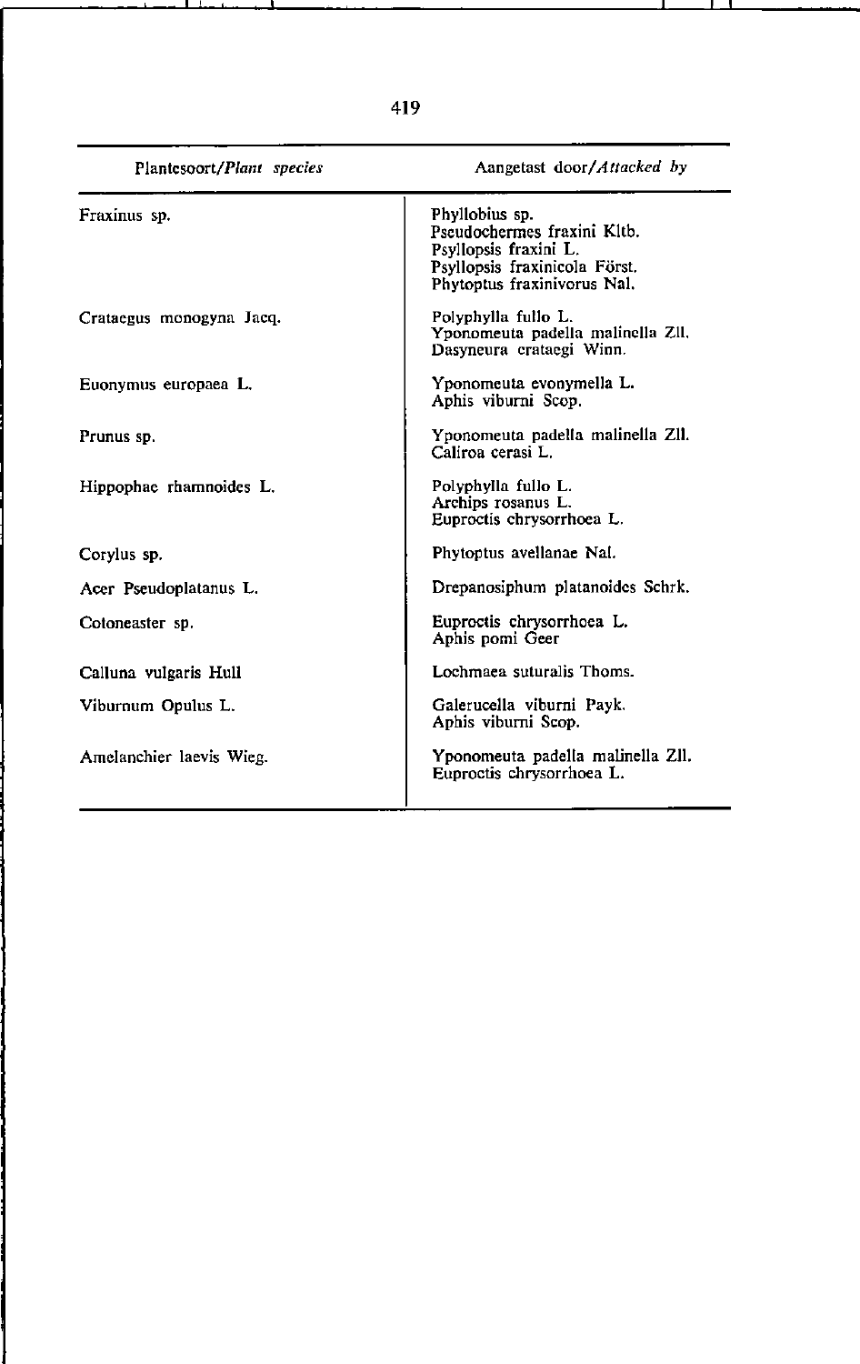| Plantesoort/*Plant species* | Aangetast door/*Attacked by* |
| --- | --- |
| Fraxinus sp. | Phyllobius sp.<br>Pseudochermes fraxini Kltb.<br>Psyllopsis fraxini L.<br>Psyllopsis fraxinicola Först.<br>Phytoptus fraxinivorus Nal. |
| Crataegus monogyna Jacq. | Polyphylla fullo L.<br>Yponomeuta padella malinella Zll.<br>Dasyneura crataegi Winn. |
| Euonymus europaea L. | Yponomeuta evonymella L.<br>Aphis viburni Scop. |
| Prunus sp. | Yponomeuta padella malinella Zll.<br>Caliroa cerasi L. |
| Hippophae rhamnoides L. | Polyphylla fullo L.<br>Archips rosanus L.<br>Euproctis chrysorrhoea L. |
| Corylus sp. | Phytoptus avellanae Nal. |
| Acer Pseudoplatanus L. | Drepanosiphum platanoides Schrk. |
| Cotoneaster sp. | Euproctis chrysorrhoea L.<br>Aphis pomi Geer |
| Calluna vulgaris Hull | Lochmaea suturalis Thoms. |
| Viburnum Opulus L. | Galerucella viburni Payk.<br>Aphis viburni Scop. |
| Amelanchier laevis Wieg. | Yponomeuta padella malinella Zll.<br>Euproctis chrysorrhoea L. |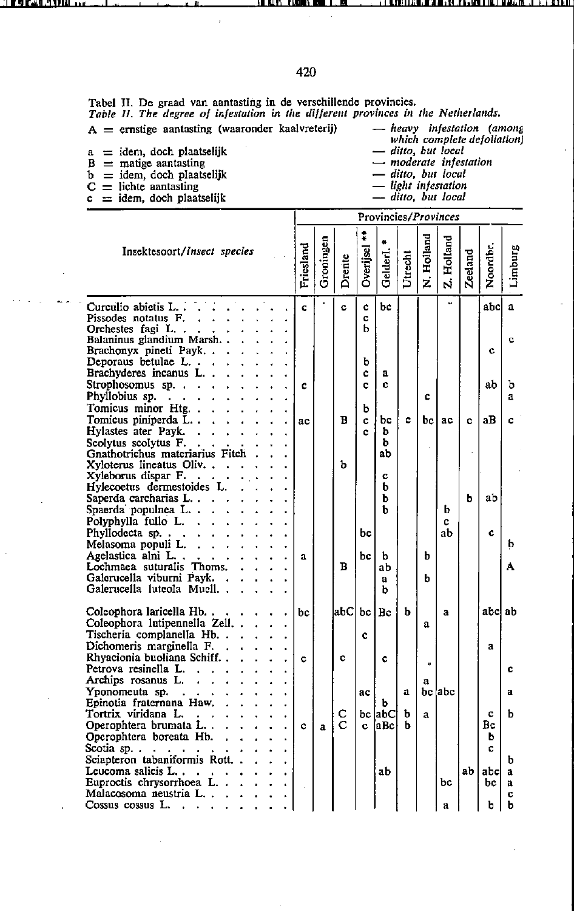Tabel II. De graad van aantasting in de verschillende provincies.
*Table II. The degree of infestation in the different provinces in the Netherlands.*

| | | |
|---|---|---|
| A = ernstige aantasting (waaronder kaalvreterij) | — | *heavy infestation (among which complete defoliation)* |
| a = idem, doch plaatselijk | — | *ditto, but local* |
| B = matige aantasting | — | *moderate infestation* |
| b = idem, doch plaatselijk | — | *ditto, but local* |
| C = lichte aantasting | — | *light infestation* |
| c = idem, doch plaatselijk | — | *ditto, but local* |

| Insektesoort/*Insect species* | Provincies/*Provinces* | | | | | | | | | | |
|---|---|---|---|---|---|---|---|---|---|---|---|
| | Friesland | Groningen | Drente | Overijsel ** | Gelderl. * | Utrecht | N. Holland | Z. Holland | Zeeland | Noordbr. | Limburg |
| Curculio abietis L. | c | | c | c | bc | | | | | abc | a |
| Pissodes notatus F. | | | | c | | | | | | | |
| Orchestes fagi L. | | | | b | | | | | | | |
| Balaninus glandium Marsh. | | | | | | | | | | | c |
| Brachonyx pineti Payk. | | | | | | | | | | c | |
| Deporaus betulae L. | | | | b | | | | | | | |
| Brachyderes incanus L. | | | | c | a | | | | | | |
| Strophosomus sp. | c | | | c | c | | | | | ab | b |
| Phyllobius sp. | | | | | | | c | | | | a |
| Tomicus minor Htg. | | | | b | | | | | | | |
| Tomicus piniperda L. | ac | | B | c | bc | c | bc | ac | c | aB | c |
| Hylastes ater Payk. | | | | c | b | | | | | | |
| Scolytus scolytus F. | | | | | b | | | | | | |
| Gnathotrichus materiarius Fitch | | | | | ab | | | | | | |
| Xyloterus lineatus Oliv. | | | b | | | | | | | | |
| Xyleborus dispar F. | | | | | c | | | | | | |
| Hylecoetus dermestoides L. | | | | | b | | | | | | |
| Saperda carcharias L. | | | | | b | | | | b | ab | |
| Spaerda populnea L. | | | | | b | | | b | | | |
| Polyphylla fullo L. | | | | | | | | c | | | |
| Phyllodecta sp. | | | | bc | | | | ab | | c | |
| Melasoma populi L. | | | | | | | | | | | b |
| Agelastica alni L. | a | | | bc | b | | b | | | | |
| Lochmaea suturalis Thoms. | | | B | | ab | | | | | | A |
| Galerucella viburni Payk. | | | | | a | | b | | | | |
| Galerucella luteola Muell. | | | | | b | | | | | | |
| Coleophora laricella Hb. | bc | | abC | bc | Bc | b | | a | | abc | ab |
| Coleophora lutipennella Zell. | | | | | | | a | | | | |
| Tischeria complanella Hb. | | | | c | | | | | | | |
| Dichomeris marginella F. | | | | | | | | | | a | |
| Rhyacionia buoliana Schiff. | c | | c | | c | | | | | | |
| Petrova resinella L. | | | | | | | | | | | c |
| Archips rosanus L. | | | | | | | a | | | | |
| Yponomeuta sp. | | | | ac | | a | bc | abc | | | a |
| Epinotia fraternana Haw. | | | | | b | | | | | | |
| Tortrix viridana L. | | | C | bc | abC | b | a | | | c | b |
| Operophtera brumata L. | c | a | C | c | aBc | b | | | | Bc | |
| Operophtera boreata Hb. | | | | | | | | | | b | |
| Scotia sp. | | | | | | | | | | c | |
| Sciapteron tabaniformis Rott. | | | | | | | | | | | b |
| Leucoma salicis L. | | | | | ab | | | | ab | abc | a |
| Euproctis chrysorrhoea L. | | | | | | | | bc | | bc | a |
| Malacosoma neustria L. | | | | | | | | | | | c |
| Cossus cossus L. | | | | | | | | a | | b | b |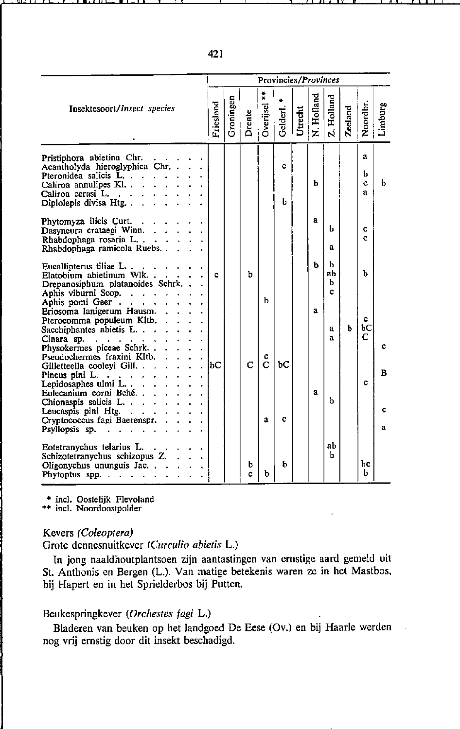| Insektesoort/*Insect species* | Provincies/*Provinces* | | | | | | | | | | |
|---|---|---|---|---|---|---|---|---|---|---|---|
| | Friesland | Groningen | Drente | Overijsel ** | Gelderl. * | Utrecht | N. Holland | Z. Holland | Zeeland | Noordbr. | Limburg |
| Pristiphora abietina Chr. | | | | | | | | | | a | |
| Acantholyda hieroglyphica Chr. | | | | | c | | | | | | |
| Pteronidea salicis L. | | | | | | | | | | b | |
| Caliroa annulipes Kl. | | | | | | | b | | | c | b |
| Caliroa cerasi L. | | | | | | | | | | a | |
| Diplolepis divisa Htg. | | | | | b | | | | | | |
| Phytomyza ilicis Curt. | | | | | | | a | | | | |
| Dasyneura crataegi Winn. | | | | | | | | b | | c | |
| Rhabdophaga rosaria L. | | | | | | | | | | c | |
| Rhabdophaga ramicola Ruebs. | | | | | | | | a | | | |
| Eucallipterus tiliae L. | | | | | | | b | b | | | |
| Elatobium abietinum Wlk. | c | | b | | | | | ab | | b | |
| Drepanosiphum platanoides Schrk. | | | | | | | | b | | | |
| Aphis viburni Scop. | | | | | | | | c | | | |
| Aphis pomi Geer | | | | b | | | | | | | |
| Eriosoma lanigerum Hausm. | | | | | | | a | | | | |
| Pterocomma populeum Kltb. | | | | | | | | | | c | |
| Sacchiphantes abietis L. | | | | | | | | a | b | bC | |
| Cinara sp. | | | | | | | | a | | C | |
| Physokermes piceae Schrk. | | | | | | | | | | | c |
| Pseudochermes fraxini Kltb. | | | | c | | | | | | | |
| Gilletteella cooleyi Gill. | bC | | C | C | bC | | | | | | |
| Pineus pini L. | | | | | | | | | | | B |
| Lepidosaphes ulmi L. | | | | | | | | | | c | |
| Eulecanium corni Bché. | | | | | | | a | | | | |
| Chionaspis salicis L. | | | | | | | | b | | | |
| Leucaspis pini Htg. | | | | | | | | | | | c |
| Cryptococcus fagi Baerenspr. | | | | a | c | | | | | | |
| Psyllopsis sp. | | | | | | | | | | | a |
| Eotetranychus telarius L. | | | | | | | | ab | | | |
| Schizotetranychus schizopus Z. | | | | | | | | b | | | |
| Oligonychus ununguis Jac. | | | b | | b | | | | | bc | |
| Phytoptus spp. | | | c | b | | | | | | b | |

\* incl. Oostelijk Flevoland
\*\* incl. Noordoostpolder

### Kevers *(Coleoptera)*

Grote dennesnuitkever (*Curculio abietis* L.)

In jong naaldhoutplantsoen zijn aantastingen van ernstige aard gemeld uit St. Anthonis en Bergen (L.). Van matige betekenis waren ze in het Mastbos, bij Hapert en in het Sprielderbos bij Putten.

Beukespringkever (*Orchestes fagi* L.)

Bladeren van beuken op het landgoed De Eese (Ov.) en bij Haarle werden nog vrij ernstig door dit insekt beschadigd.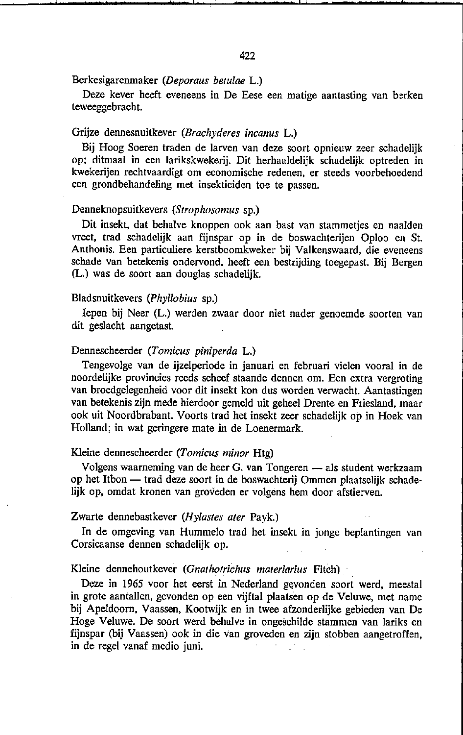Berkesigarenmaker (*Deporaus betulae* L.)

Deze kever heeft eveneens in De Eese een matige aantasting van berken teweeggebracht.

Grijze dennesnuitkever (*Brachyderes incanus* L.)

Bij Hoog Soeren traden de larven van deze soort opnieuw zeer schadelijk op; ditmaal in een larikskwekerij. Dit herhaaldelijk schadelijk optreden in kwekerijen rechtvaardigt om economische redenen, er steeds voorbehoedend een grondbehandeling met insekticiden toe te passen.

Denneknopsuitkevers (*Strophosomus* sp.)

Dit insekt, dat behalve knoppen ook aan bast van stammetjes en naalden vreet, trad schadelijk aan fijnspar op in de boswachterijen Oploo en St. Anthonis. Een particuliere kerstboomkweker bij Valkenswaard, die eveneens schade van betekenis ondervond, heeft een bestrijding toegepast. Bij Bergen (L.) was de soort aan douglas schadelijk.

Bladsnuitkevers (*Phyllobius* sp.)

Iepen bij Neer (L.) werden zwaar door niet nader genoemde soorten van dit geslacht aangetast.

Dennescheerder (*Tomicus piniperda* L.)

Tengevolge van de ijzelperiode in januari en februari vielen vooral in de noordelijke provincies reeds scheef staande dennen om. Een extra vergroting van broedgelegenheid voor dit insekt kon dus worden verwacht. Aantastingen van betekenis zijn mede hierdoor gemeld uit geheel Drente en Friesland, maar ook uit Noordbrabant. Voorts trad het insekt zeer schadelijk op in Hoek van Holland; in wat geringere mate in de Loenermark.

Kleine dennescheerder (*Tomicus minor* Htg)

Volgens waarneming van de heer G. van Tongeren — als student werkzaam op het Itbon — trad deze soort in de boswachterij Ommen plaatselijk schadelijk op, omdat kronen van groveden er volgens hem door afstierven.

Zwarte dennebastkever (*Hylastes ater* Payk.)

In de omgeving van Hummelo trad het insekt in jonge beplantingen van Corsicaanse dennen schadelijk op.

Kleine dennehoutkever (*Gnathotrichus materiarius* Fitch)

Deze in 1965 voor het eerst in Nederland gevonden soort werd, meestal in grote aantallen, gevonden op een vijftal plaatsen op de Veluwe, met name bij Apeldoorn, Vaassen, Kootwijk en in twee afzonderlijke gebieden van De Hoge Veluwe. De soort werd behalve in ongeschilde stammen van lariks en fijnspar (bij Vaassen) ook in die van groveden en zijn stobben aangetroffen, in de regel vanaf medio juni.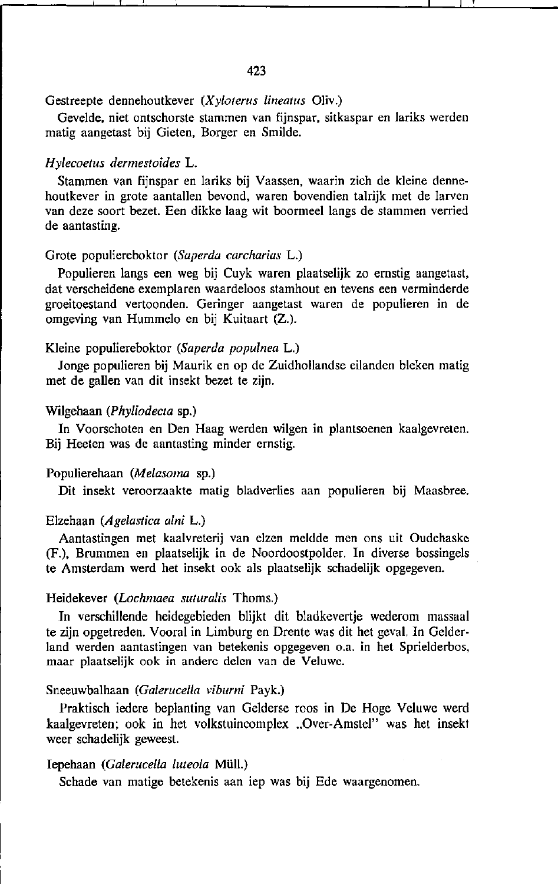Gestreepte dennehoutkever (*Xyloterus lineatus* Oliv.)

Gevelde, niet ontschorste stammen van fijnspar, sitkaspar en lariks werden matig aangetast bij Gieten, Borger en Smilde.

*Hylecoetus dermestoides* L.

Stammen van fijnspar en lariks bij Vaassen, waarin zich de kleine dennehoutkever in grote aantallen bevond, waren bovendien talrijk met de larven van deze soort bezet. Een dikke laag wit boormeel langs de stammen verried de aantasting.

Grote populiereboktor (*Saperda carcharias* L.)

Populieren langs een weg bij Cuyk waren plaatselijk zo ernstig aangetast, dat verscheidene exemplaren waardeloos stamhout en tevens een verminderde groeitoestand vertoonden. Geringer aangetast waren de populieren in de omgeving van Hummelo en bij Kuitaart (Z.).

Kleine populiereboktor (*Saperda populnea* L.)

Jonge populieren bij Maurik en op de Zuidhollandse eilanden bleken matig met de gallen van dit insekt bezet te zijn.

Wilgehaan (*Phyllodecta* sp.)

In Voorschoten en Den Haag werden wilgen in plantsoenen kaalgevreten. Bij Heeten was de aantasting minder ernstig.

Populierehaan (*Melasoma* sp.)

Dit insekt veroorzaakte matig bladverlies aan populieren bij Maasbree.

Elzehaan (*Agelastica alni* L.)

Aantastingen met kaalvreterij van elzen meldde men ons uit Oudehaske (F.), Brummen en plaatselijk in de Noordoostpolder. In diverse bossingels te Amsterdam werd het insekt ook als plaatselijk schadelijk opgegeven.

Heidekever (*Lochmaea suturalis* Thoms.)

In verschillende heidegebieden blijkt dit bladkevertje wederom massaal te zijn opgetreden. Vooral in Limburg en Drente was dit het geval. In Gelderland werden aantastingen van betekenis opgegeven o.a. in het Sprielderbos, maar plaatselijk ook in andere delen van de Veluwe.

Sneeuwbalhaan (*Galerucella viburni* Payk.)

Praktisch iedere beplanting van Gelderse roos in De Hoge Veluwe werd kaalgevreten; ook in het volkstuincomplex „Over-Amstel" was het insekt weer schadelijk geweest.

Iepehaan (*Galerucella luteola* Müll.)

Schade van matige betekenis aan iep was bij Ede waargenomen.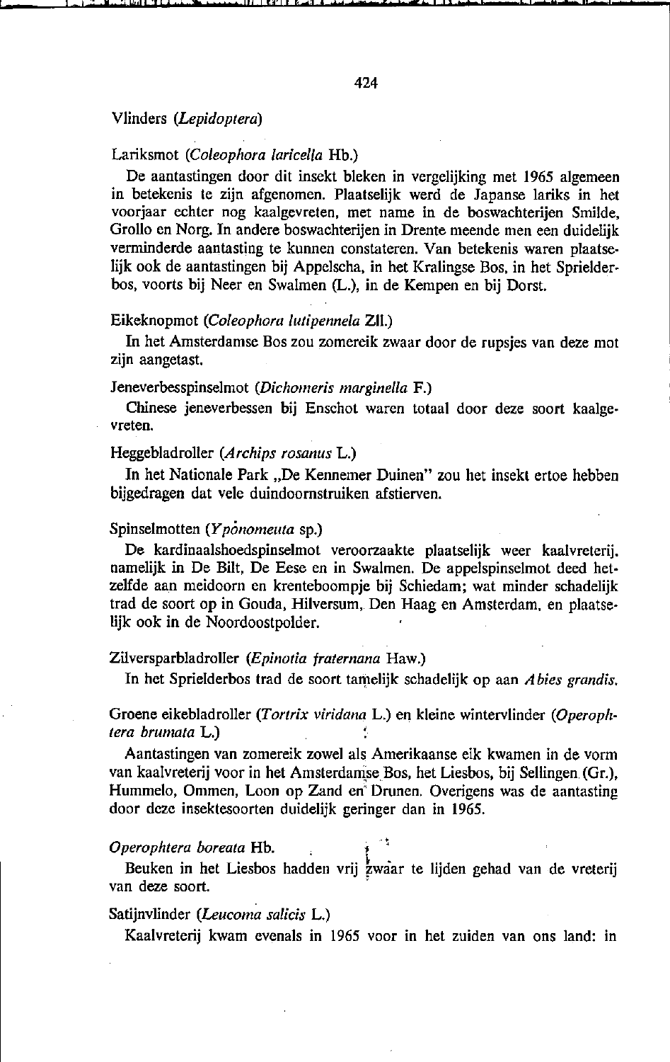## Vlinders (*Lepidoptera*)

### Lariksmot (*Coleophora laricella* Hb.)

De aantastingen door dit insekt bleken in vergelijking met 1965 algemeen in betekenis te zijn afgenomen. Plaatselijk werd de Japanse lariks in het voorjaar echter nog kaalgevreten, met name in de boswachterijen Smilde, Grollo en Norg. In andere boswachterijen in Drente meende men een duidelijk verminderde aantasting te kunnen constateren. Van betekenis waren plaatselijk ook de aantastingen bij Appelscha, in het Kralingse Bos, in het Sprielderbos, voorts bij Neer en Swalmen (L.), in de Kempen en bij Dorst.

### Eikeknopmot (*Coleophora lutipennela* Zll.)

In het Amsterdamse Bos zou zomereik zwaar door de rupsjes van deze mot zijn aangetast.

### Jeneverbesspinselmot (*Dichomeris marginella* F.)

Chinese jeneverbessen bij Enschot waren totaal door deze soort kaalgevreten.

### Heggebladroller (*Archips rosanus* L.)

In het Nationale Park „De Kennemer Duinen" zou het insekt ertoe hebben bijgedragen dat vele duindoornstruiken afstierven.

### Spinselmotten (*Yponomeuta* sp.)

De kardinaalshoedspinselmot veroorzaakte plaatselijk weer kaalvreterij, namelijk in De Bilt, De Eese en in Swalmen. De appelspinselmot deed hetzelfde aan meidoorn en krenteboompje bij Schiedam; wat minder schadelijk trad de soort op in Gouda, Hilversum, Den Haag en Amsterdam, en plaatselijk ook in de Noordoostpolder.

### Zilversparbladroller (*Epinotia fraternana* Haw.)

In het Sprielderbos trad de soort tamelijk schadelijk op aan *Abies grandis*.

### Groene eikebladroller (*Tortrix viridana* L.) en kleine wintervlinder (*Operophtera brumata* L.)

Aantastingen van zomereik zowel als Amerikaanse eik kwamen in de vorm van kaalvreterij voor in het Amsterdamse Bos, het Liesbos, bij Sellingen (Gr.), Hummelo, Ommen, Loon op Zand en Drunen. Overigens was de aantasting door deze insektesoorten duidelijk geringer dan in 1965.

### *Operophtera boreata* Hb.

Beuken in het Liesbos hadden vrij zwaar te lijden gehad van de vreterij van deze soort.

### Satijnvlinder (*Leucoma salicis* L.)

Kaalvreterij kwam evenals in 1965 voor in het zuiden van ons land: in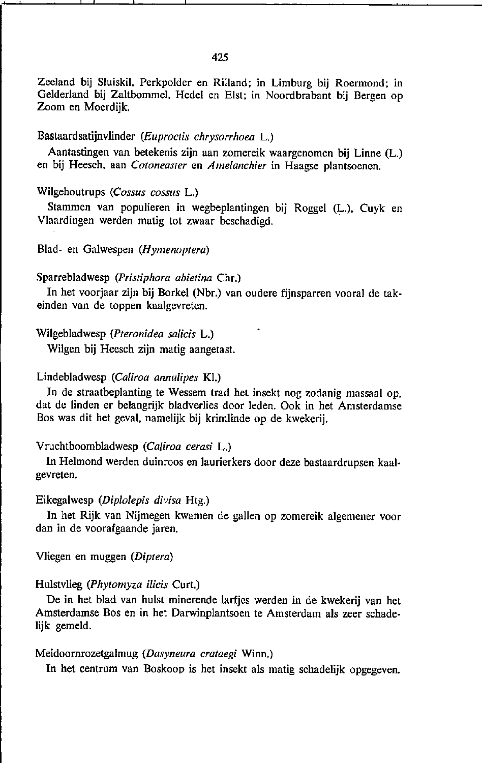Zeeland bij Sluiskil, Perkpolder en Rilland; in Limburg bij Roermond; in Gelderland bij Zaltbommel, Hedel en Elst; in Noordbrabant bij Bergen op Zoom en Moerdijk.

Bastaardsatijnvlinder (*Euproctis chrysorrhoea* L.)

Aantastingen van betekenis zijn aan zomereik waargenomen bij Linne (L.) en bij Heesch, aan *Cotoneaster* en *Amelanchier* in Haagse plantsoenen.

Wilgehoutrups (*Cossus cossus* L.)

Stammen van populieren in wegbeplantingen bij Roggel (L.), Cuyk en Vlaardingen werden matig tot zwaar beschadigd.

Blad- en Galwespen (*Hymenoptera*)

Sparrebladwesp (*Pristiphora abietina* Chr.)

In het voorjaar zijn bij Borkel (Nbr.) van oudere fijnsparren vooral de takeinden van de toppen kaalgevreten.

Wilgebladwesp (*Pteronidea salicis* L.)

Wilgen bij Heesch zijn matig aangetast.

Lindebladwesp (*Caliroa annulipes* Kl.)

In de straatbeplanting te Wessem trad het insekt nog zodanig massaal op, dat de linden er belangrijk bladverlies door leden. Ook in het Amsterdamse Bos was dit het geval, namelijk bij krimlinde op de kwekerij.

Vruchtboombladwesp (*Caliroa cerasi* L.)

In Helmond werden duinroos en laurierkers door deze bastaardrupsen kaalgevreten.

Eikegalwesp (*Diplolepis divisa* Htg.)

In het Rijk van Nijmegen kwamen de gallen op zomereik algemener voor dan in de voorafgaande jaren.

Vliegen en muggen (*Diptera*)

Hulstvlieg (*Phytomyza ilicis* Curt.)

De in het blad van hulst minerende larfjes werden in de kwekerij van het Amsterdamse Bos en in het Darwinplantsoen te Amsterdam als zeer schadelijk gemeld.

Meidoornrozetgalmug (*Dasyneura crataegi* Winn.)

In het centrum van Boskoop is het insekt als matig schadelijk opgegeven.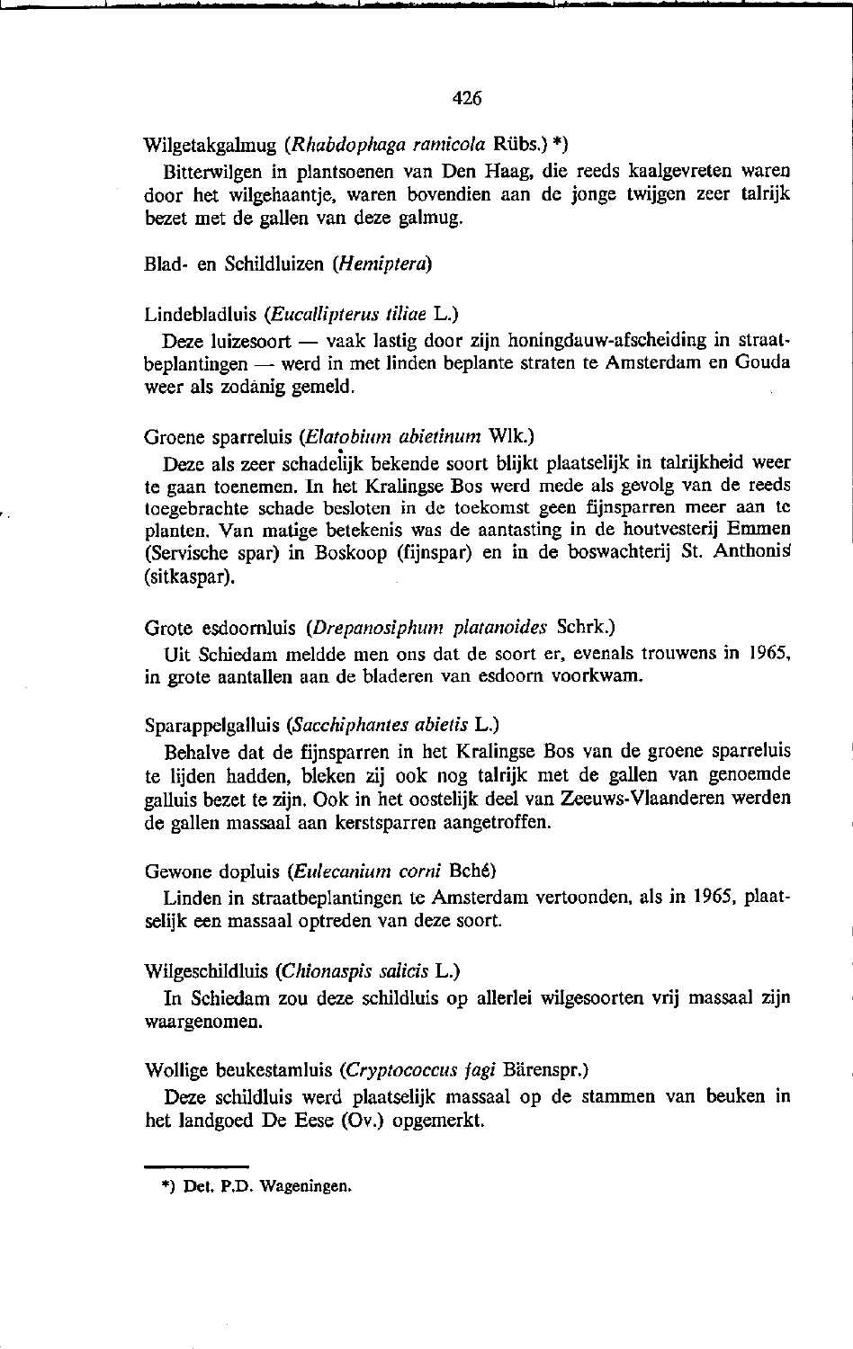Wilgetakgalmug (*Rhabdophaga ramicola* Rübs.) *)

Bitterwilgen in plantsoenen van Den Haag, die reeds kaalgevreten waren door het wilgehaantje, waren bovendien aan de jonge twijgen zeer talrijk bezet met de gallen van deze galmug.

Blad- en Schildluizen (*Hemiptera*)

Lindebladluis (*Eucallipterus tiliae* L.)

Deze luizesoort — vaak lastig door zijn honingdauw-afscheiding in straatbeplantingen — werd in met linden beplante straten te Amsterdam en Gouda weer als zodanig gemeld.

Groene sparreluis (*Elatobium abietinum* Wlk.)

Deze als zeer schadelijk bekende soort blijkt plaatselijk in talrijkheid weer te gaan toenemen. In het Kralingse Bos werd mede als gevolg van de reeds toegebrachte schade besloten in de toekomst geen fijnsparren meer aan te planten. Van matige betekenis was de aantasting in de houtvesterij Emmen (Servische spar) in Boskoop (fijnspar) en in de boswachterij St. Anthonis (sitkaspar).

Grote esdoornluis (*Drepanosiphum platanoides* Schrk.)

Uit Schiedam meldde men ons dat de soort er, evenals trouwens in 1965, in grote aantallen aan de bladeren van esdoorn voorkwam.

Sparappelgalluis (*Sacchiphantes abietis* L.)

Behalve dat de fijnsparren in het Kralingse Bos van de groene sparreluis te lijden hadden, bleken zij ook nog talrijk met de gallen van genoemde galluis bezet te zijn. Ook in het oostelijk deel van Zeeuws-Vlaanderen werden de gallen massaal aan kerstsparren aangetroffen.

Gewone dopluis (*Eulecanium corni* Bché)

Linden in straatbeplantingen te Amsterdam vertoonden, als in 1965, plaatselijk een massaal optreden van deze soort.

Wilgeschildluis (*Chionaspis salicis* L.)

In Schiedam zou deze schildluis op allerlei wilgesoorten vrij massaal zijn waargenomen.

Wollige beukestamluis (*Cryptococcus fagi* Bärenspr.)

Deze schildluis werd plaatselijk massaal op de stammen van beuken in het landgoed De Eese (Ov.) opgemerkt.

---

*) Det. P.D. Wageningen.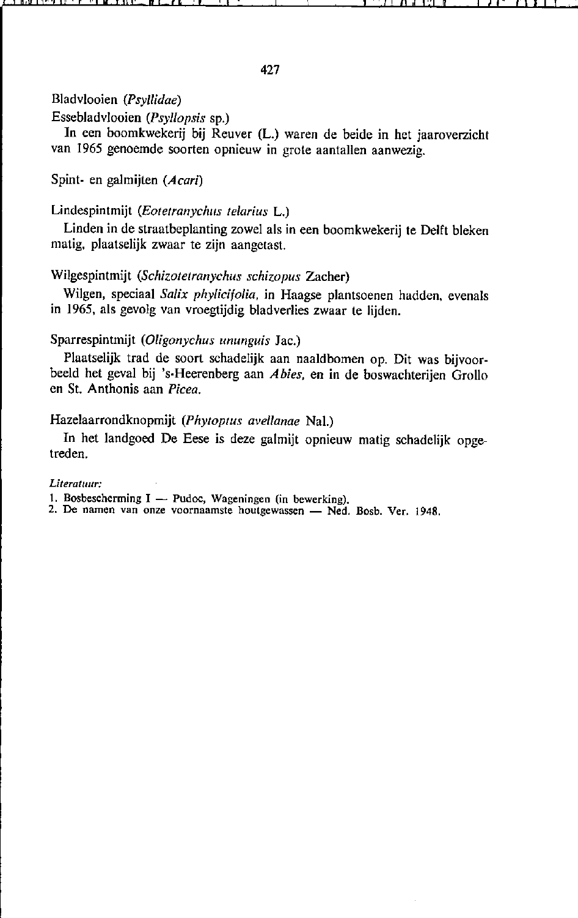Bladvlooien (*Psyllidae*)

Essebladvlooien (*Psyllopsis* sp.)

In een boomkwekerij bij Reuver (L.) waren de beide in het jaaroverzicht van 1965 genoemde soorten opnieuw in grote aantallen aanwezig.

Spint- en galmijten (*Acari*)

Lindespintmijt (*Eotetranychus telarius* L.)

Linden in de straatbeplanting zowel als in een boomkwekerij te Delft bleken matig, plaatselijk zwaar te zijn aangetast.

Wilgespintmijt (*Schizotetranychus schizopus* Zacher)

Wilgen, speciaal *Salix phylicifolia*, in Haagse plantsoenen hadden, evenals in 1965, als gevolg van vroegtijdig bladverlies zwaar te lijden.

Sparrespintmijt (*Oligonychus ununguis* Jac.)

Plaatselijk trad de soort schadelijk aan naaldbomen op. Dit was bijvoorbeeld het geval bij 's-Heerenberg aan *Abies*, en in de boswachterijen Grollo en St. Anthonis aan *Picea*.

Hazelaarrondknopmijt (*Phytoptus avellanae* Nal.)

In het landgoed De Eese is deze galmijt opnieuw matig schadelijk opgetreden.

*Literatuur:*

1. Bosbescherming I — Pudoc, Wageningen (in bewerking).
2. De namen van onze voornaamste houtgewassen — Ned. Bosb. Ver. 1948.